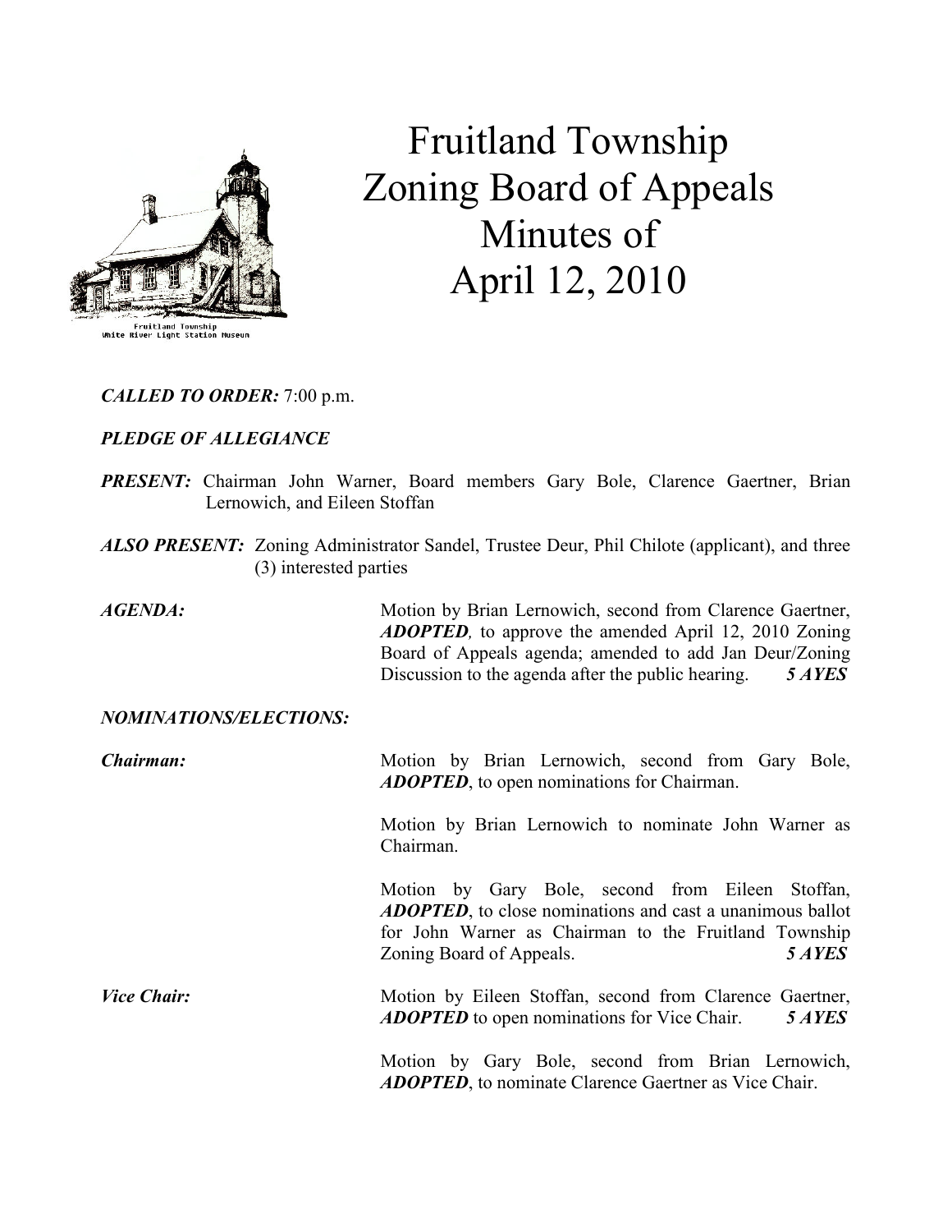# Fruitland Township Zoning Board of Appeals Minutes of April 12, 2010

***CALLED TO ORDER:*** 7:00 p.m.

***PLEDGE OF ALLEGIANCE***

***PRESENT:*** Chairman John Warner, Board members Gary Bole, Clarence Gaertner, Brian Lernowich, and Eileen Stoffan

***ALSO PRESENT:*** Zoning Administrator Sandel, Trustee Deur, Phil Chilote (applicant), and three (3) interested parties

***AGENDA:*** Motion by Brian Lernowich, second from Clarence Gaertner, ***ADOPTED,*** to approve the amended April 12, 2010 Zoning Board of Appeals agenda; amended to add Jan Deur/Zoning Discussion to the agenda after the public hearing. ***5 AYES***

***NOMINATIONS/ELECTIONS:***

***Chairman:*** Motion by Brian Lernowich, second from Gary Bole, ***ADOPTED***, to open nominations for Chairman.

Motion by Brian Lernowich to nominate John Warner as Chairman.

Motion by Gary Bole, second from Eileen Stoffan, ***ADOPTED***, to close nominations and cast a unanimous ballot for John Warner as Chairman to the Fruitland Township Zoning Board of Appeals. ***5 AYES***

***Vice Chair:*** Motion by Eileen Stoffan, second from Clarence Gaertner, ***ADOPTED*** to open nominations for Vice Chair. ***5 AYES***

Motion by Gary Bole, second from Brian Lernowich, ***ADOPTED***, to nominate Clarence Gaertner as Vice Chair.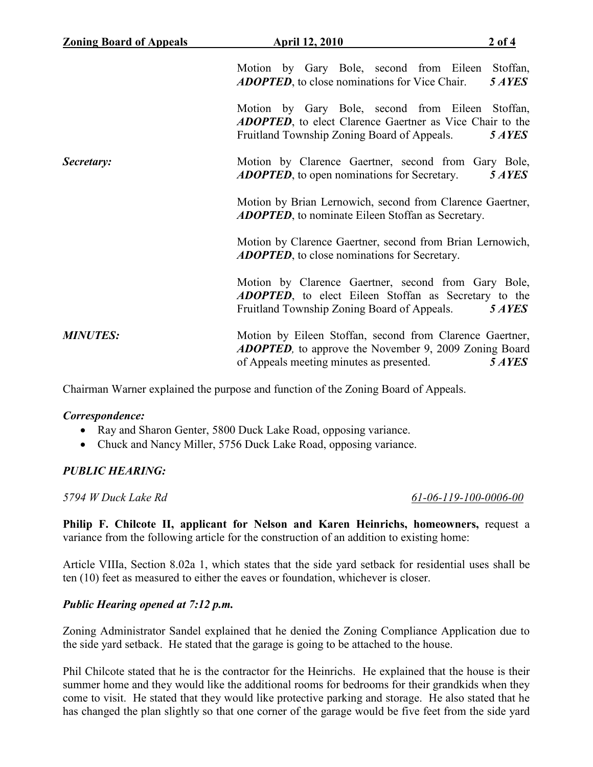Motion by Gary Bole, second from Eileen Stoffan, ***ADOPTED***, to close nominations for Vice Chair. ***5 AYES***

Motion by Gary Bole, second from Eileen Stoffan, ***ADOPTED***, to elect Clarence Gaertner as Vice Chair to the Fruitland Township Zoning Board of Appeals. ***5 AYES***

***Secretary:*** Motion by Clarence Gaertner, second from Gary Bole, ***ADOPTED***, to open nominations for Secretary. ***5 AYES***

Motion by Brian Lernowich, second from Clarence Gaertner, ***ADOPTED***, to nominate Eileen Stoffan as Secretary.

Motion by Clarence Gaertner, second from Brian Lernowich, ***ADOPTED***, to close nominations for Secretary.

Motion by Clarence Gaertner, second from Gary Bole, ***ADOPTED***, to elect Eileen Stoffan as Secretary to the Fruitland Township Zoning Board of Appeals. ***5 AYES***

***MINUTES:*** Motion by Eileen Stoffan, second from Clarence Gaertner, ***ADOPTED***, to approve the November 9, 2009 Zoning Board of Appeals meeting minutes as presented. ***5 AYES***

Chairman Warner explained the purpose and function of the Zoning Board of Appeals.

***Correspondence:***

- Ray and Sharon Genter, 5800 Duck Lake Road, opposing variance.
- Chuck and Nancy Miller, 5756 Duck Lake Road, opposing variance.

***PUBLIC HEARING:***

*5794 W Duck Lake Rd* *61-06-119-100-0006-00*

**Philip F. Chilcote II, applicant for Nelson and Karen Heinrichs, homeowners,** request a variance from the following article for the construction of an addition to existing home:

Article VIIIa, Section 8.02a 1, which states that the side yard setback for residential uses shall be ten (10) feet as measured to either the eaves or foundation, whichever is closer.

***Public Hearing opened at 7:12 p.m.***

Zoning Administrator Sandel explained that he denied the Zoning Compliance Application due to the side yard setback. He stated that the garage is going to be attached to the house.

Phil Chilcote stated that he is the contractor for the Heinrichs. He explained that the house is their summer home and they would like the additional rooms for bedrooms for their grandkids when they come to visit. He stated that they would like protective parking and storage. He also stated that he has changed the plan slightly so that one corner of the garage would be five feet from the side yard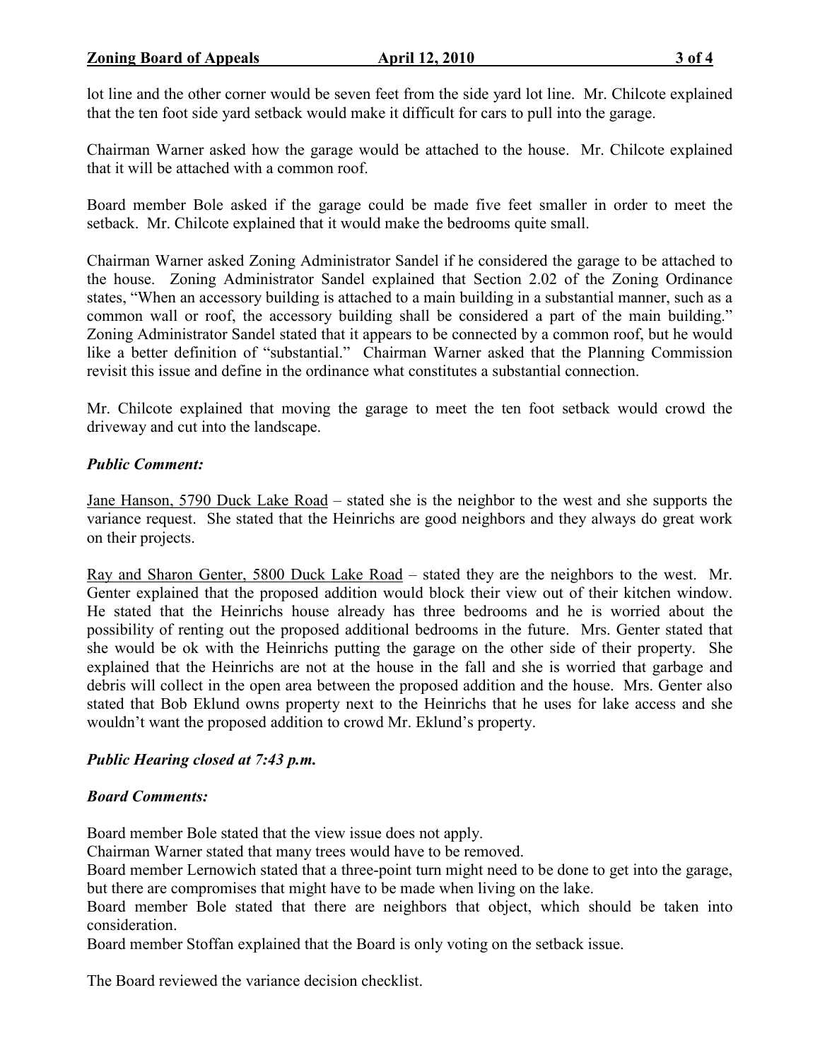lot line and the other corner would be seven feet from the side yard lot line. Mr. Chilcote explained that the ten foot side yard setback would make it difficult for cars to pull into the garage.

Chairman Warner asked how the garage would be attached to the house. Mr. Chilcote explained that it will be attached with a common roof.

Board member Bole asked if the garage could be made five feet smaller in order to meet the setback. Mr. Chilcote explained that it would make the bedrooms quite small.

Chairman Warner asked Zoning Administrator Sandel if he considered the garage to be attached to the house. Zoning Administrator Sandel explained that Section 2.02 of the Zoning Ordinance states, "When an accessory building is attached to a main building in a substantial manner, such as a common wall or roof, the accessory building shall be considered a part of the main building." Zoning Administrator Sandel stated that it appears to be connected by a common roof, but he would like a better definition of "substantial." Chairman Warner asked that the Planning Commission revisit this issue and define in the ordinance what constitutes a substantial connection.

Mr. Chilcote explained that moving the garage to meet the ten foot setback would crowd the driveway and cut into the landscape.

***Public Comment:***

Jane Hanson, 5790 Duck Lake Road – stated she is the neighbor to the west and she supports the variance request. She stated that the Heinrichs are good neighbors and they always do great work on their projects.

Ray and Sharon Genter, 5800 Duck Lake Road – stated they are the neighbors to the west. Mr. Genter explained that the proposed addition would block their view out of their kitchen window. He stated that the Heinrichs house already has three bedrooms and he is worried about the possibility of renting out the proposed additional bedrooms in the future. Mrs. Genter stated that she would be ok with the Heinrichs putting the garage on the other side of their property. She explained that the Heinrichs are not at the house in the fall and she is worried that garbage and debris will collect in the open area between the proposed addition and the house. Mrs. Genter also stated that Bob Eklund owns property next to the Heinrichs that he uses for lake access and she wouldn't want the proposed addition to crowd Mr. Eklund's property.

***Public Hearing closed at 7:43 p.m.***

***Board Comments:***

Board member Bole stated that the view issue does not apply.
Chairman Warner stated that many trees would have to be removed.
Board member Lernowich stated that a three-point turn might need to be done to get into the garage, but there are compromises that might have to be made when living on the lake.
Board member Bole stated that there are neighbors that object, which should be taken into consideration.
Board member Stoffan explained that the Board is only voting on the setback issue.

The Board reviewed the variance decision checklist.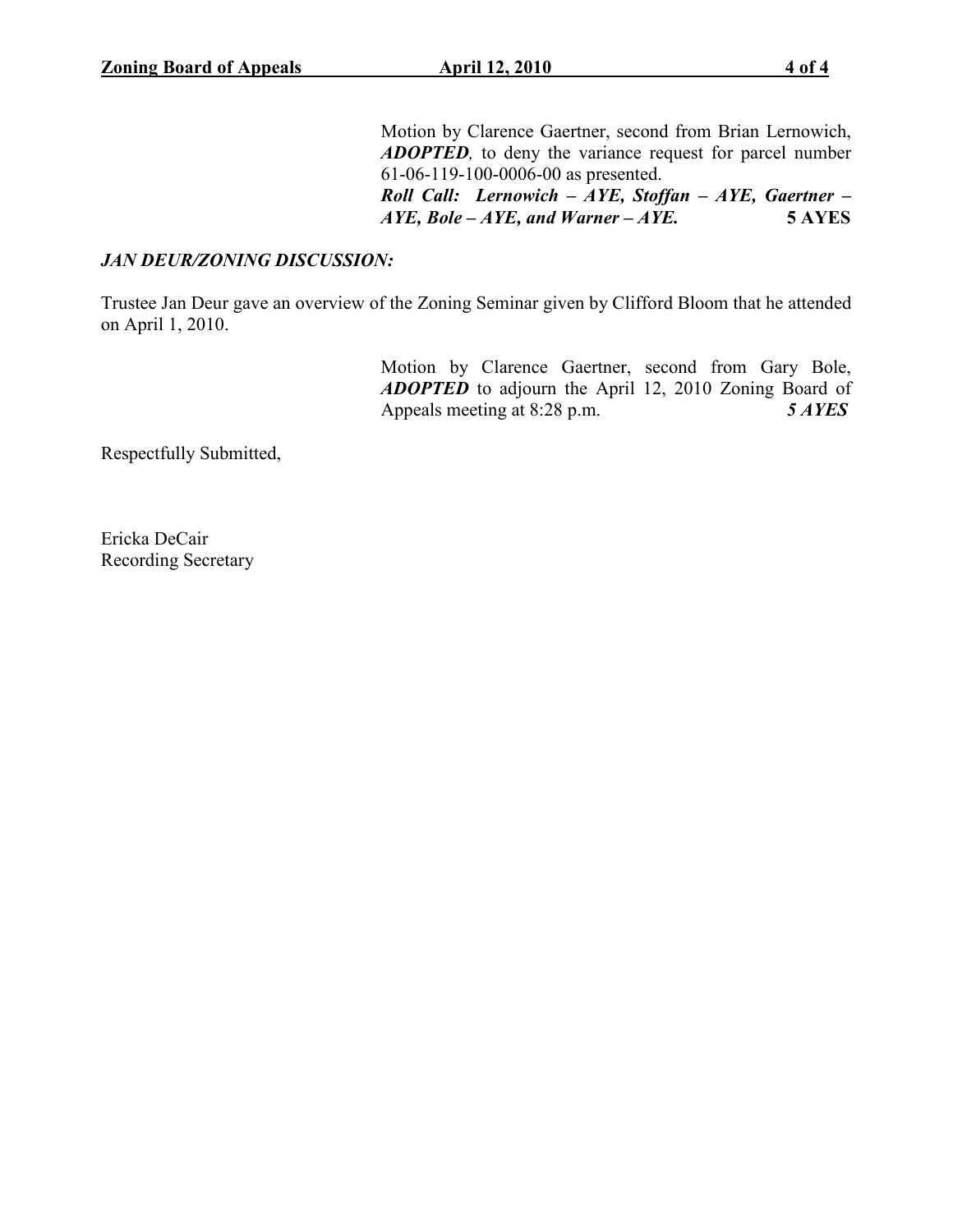Motion by Clarence Gaertner, second from Brian Lernowich, ***ADOPTED***, to deny the variance request for parcel number 61-06-119-100-0006-00 as presented.
***Roll Call: Lernowich – AYE, Stoffan – AYE, Gaertner – AYE, Bole – AYE, and Warner – AYE.*** **5 AYES**

***JAN DEUR/ZONING DISCUSSION:***

Trustee Jan Deur gave an overview of the Zoning Seminar given by Clifford Bloom that he attended on April 1, 2010.

Motion by Clarence Gaertner, second from Gary Bole, ***ADOPTED*** to adjourn the April 12, 2010 Zoning Board of Appeals meeting at 8:28 p.m. ***5 AYES***

Respectfully Submitted,

Ericka DeCair
Recording Secretary